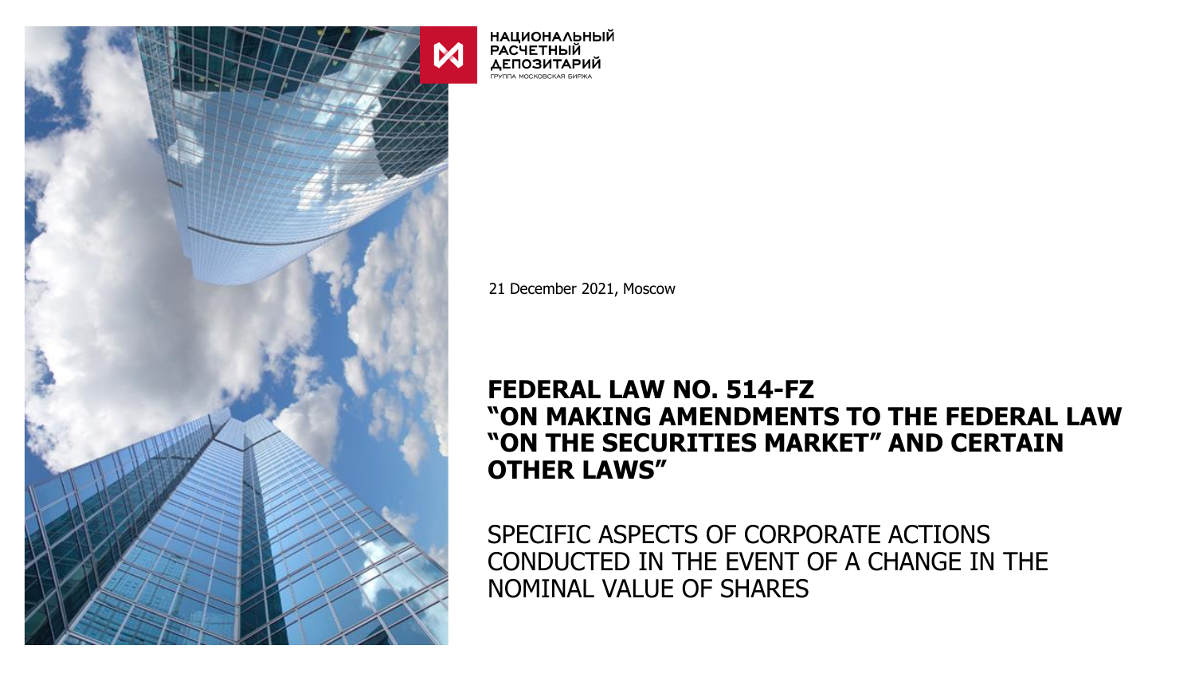НАЦИОНАЛЬНЫЙ
РАСЧЕТНЫЙ
ДЕПОЗИТАРИЙ
ГРУППА МОСКОВСКАЯ БИРЖА

21 December 2021, Moscow

# FEDERAL LAW NO. 514-FZ "ON MAKING AMENDMENTS TO THE FEDERAL LAW "ON THE SECURITIES MARKET" AND CERTAIN OTHER LAWS"

## SPECIFIC ASPECTS OF CORPORATE ACTIONS CONDUCTED IN THE EVENT OF A CHANGE IN THE NOMINAL VALUE OF SHARES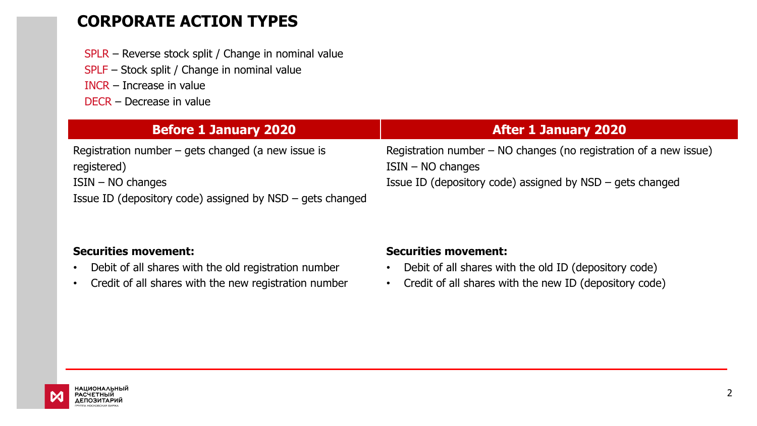# CORPORATE ACTION TYPES

SPLR – Reverse stock split / Change in nominal value
SPLF – Stock split / Change in nominal value
INCR – Increase in value
DECR – Decrease in value

| Before 1 January 2020 | After 1 January 2020 |
| --- | --- |
| Registration number – gets changed (a new issue is registered)<br>ISIN – NO changes<br>Issue ID (depository code) assigned by NSD – gets changed | Registration number – NO changes (no registration of a new issue)<br>ISIN – NO changes<br>Issue ID (depository code) assigned by NSD – gets changed |
| **Securities movement:**<br>• Debit of all shares with the old registration number<br>• Credit of all shares with the new registration number | **Securities movement:**<br>• Debit of all shares with the old ID (depository code)<br>• Credit of all shares with the new ID (depository code) |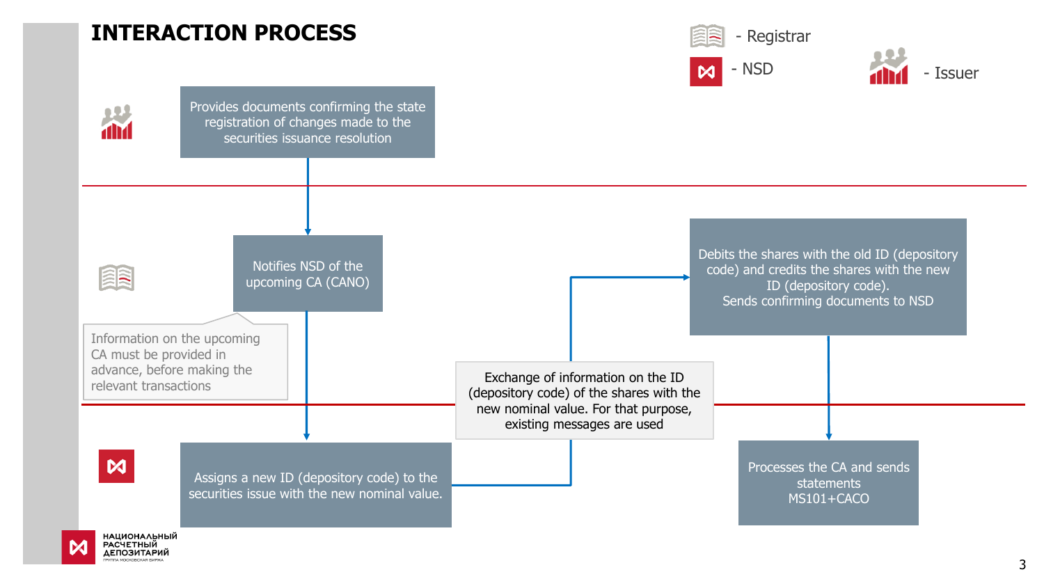# INTERACTION PROCESS

- Registrar
- NSD
- Issuer

**Issuer:**

Provides documents confirming the state registration of changes made to the securities issuance resolution

**Registrar:**

Notifies NSD of the upcoming CA (CANO)

Information on the upcoming CA must be provided in advance, before making the relevant transactions

Debits the shares with the old ID (depository code) and credits the shares with the new ID (depository code).
Sends confirming documents to NSD

Exchange of information on the ID (depository code) of the shares with the new nominal value. For that purpose, existing messages are used

**NSD:**

Assigns a new ID (depository code) to the securities issue with the new nominal value.

Processes the CA and sends statements MS101+CACO

НАЦИОНАЛЬНЫЙ РАСЧЕТНЫЙ ДЕПОЗИТАРИЙ
ГРУППА МОСКОВСКАЯ БИРЖА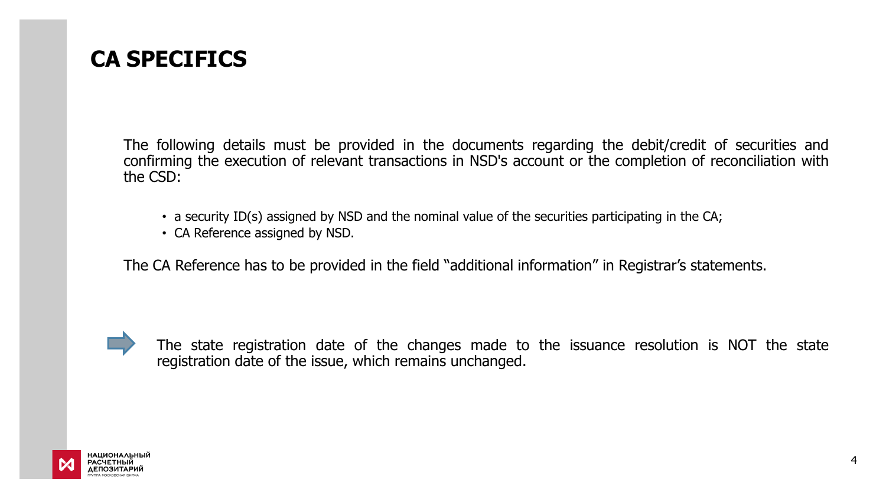# CA SPECIFICS

The following details must be provided in the documents regarding the debit/credit of securities and confirming the execution of relevant transactions in NSD's account or the completion of reconciliation with the CSD:

- a security ID(s) assigned by NSD and the nominal value of the securities participating in the CA;
- CA Reference assigned by NSD.

The CA Reference has to be provided in the field "additional information" in Registrar's statements.

The state registration date of the changes made to the issuance resolution is NOT the state registration date of the issue, which remains unchanged.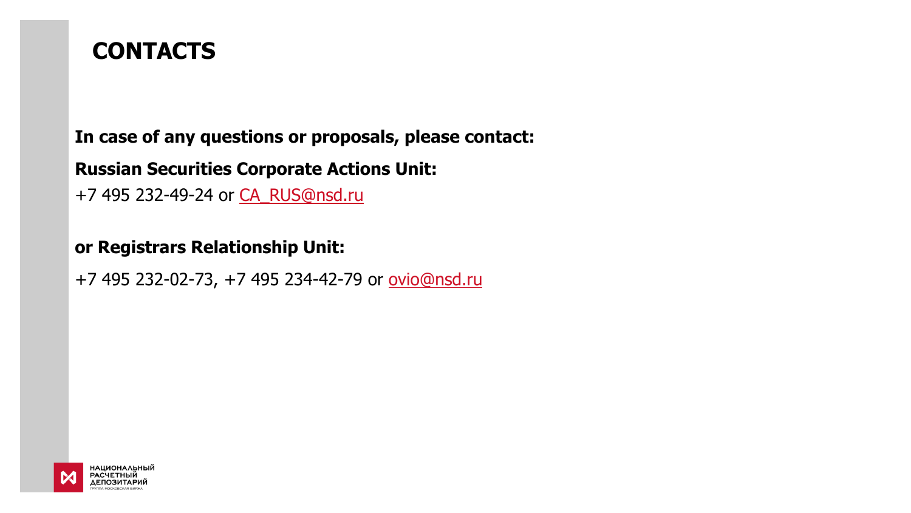# CONTACTS

**In case of any questions or proposals, please contact:**

**Russian Securities Corporate Actions Unit:**

+7 495 232-49-24 or CA_RUS@nsd.ru

**or Registrars Relationship Unit:**

+7 495 232-02-73, +7 495 234-42-79 or ovio@nsd.ru